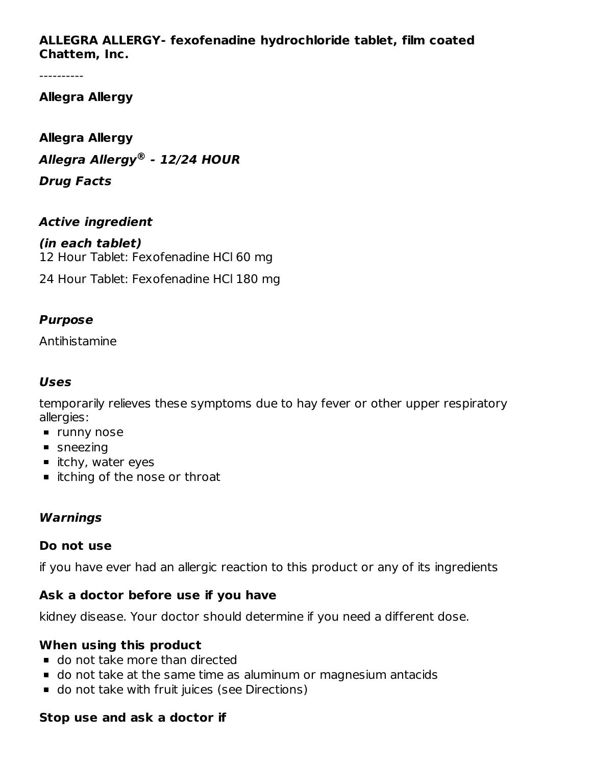**ALLEGRA ALLERGY- fexofenadine hydrochloride tablet, film coated**
**Chattem, Inc.**

----------

**Allegra Allergy**

**Allegra Allergy**

***Allegra Allergy® - 12/24 HOUR***

***Drug Facts***

### *Active ingredient*

***(in each tablet)***
12 Hour Tablet: Fexofenadine HCl 60 mg

24 Hour Tablet: Fexofenadine HCl 180 mg

### *Purpose*

Antihistamine

### *Uses*

temporarily relieves these symptoms due to hay fever or other upper respiratory allergies:

- runny nose
- sneezing
- itchy, water eyes
- itching of the nose or throat

### *Warnings*

**Do not use**

if you have ever had an allergic reaction to this product or any of its ingredients

**Ask a doctor before use if you have**

kidney disease. Your doctor should determine if you need a different dose.

**When using this product**

- do not take more than directed
- do not take at the same time as aluminum or magnesium antacids
- do not take with fruit juices (see Directions)

**Stop use and ask a doctor if**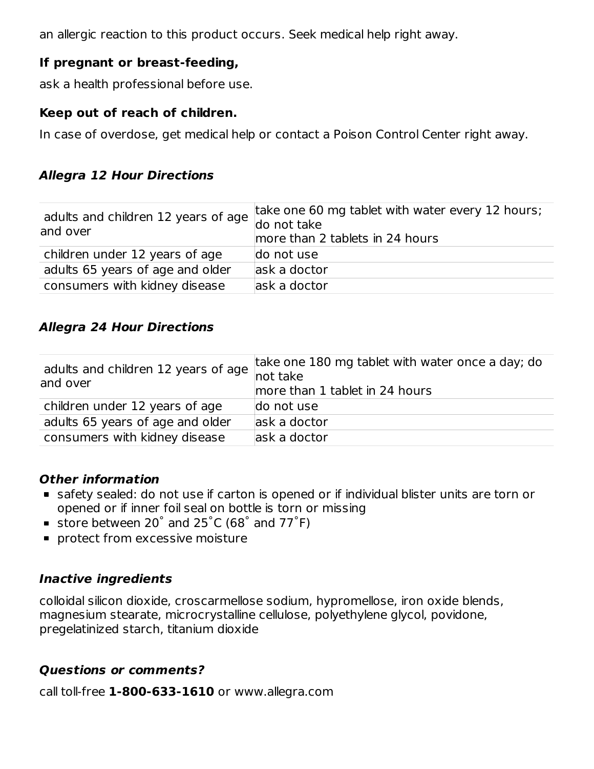an allergic reaction to this product occurs. Seek medical help right away.

**If pregnant or breast-feeding,**

ask a health professional before use.

**Keep out of reach of children.**

In case of overdose, get medical help or contact a Poison Control Center right away.

### *Allegra 12 Hour Directions*

| | |
|---|---|
| adults and children 12 years of age and over | take one 60 mg tablet with water every 12 hours; do not take more than 2 tablets in 24 hours |
| children under 12 years of age | do not use |
| adults 65 years of age and older | ask a doctor |
| consumers with kidney disease | ask a doctor |

### *Allegra 24 Hour Directions*

| | |
|---|---|
| adults and children 12 years of age and over | take one 180 mg tablet with water once a day; do not take more than 1 tablet in 24 hours |
| children under 12 years of age | do not use |
| adults 65 years of age and older | ask a doctor |
| consumers with kidney disease | ask a doctor |

### *Other information*

- safety sealed: do not use if carton is opened or if individual blister units are torn or opened or if inner foil seal on bottle is torn or missing
- store between 20° and 25°C (68° and 77°F)
- protect from excessive moisture

### *Inactive ingredients*

colloidal silicon dioxide, croscarmellose sodium, hypromellose, iron oxide blends, magnesium stearate, microcrystalline cellulose, polyethylene glycol, povidone, pregelatinized starch, titanium dioxide

### *Questions or comments?*

call toll-free **1-800-633-1610** or www.allegra.com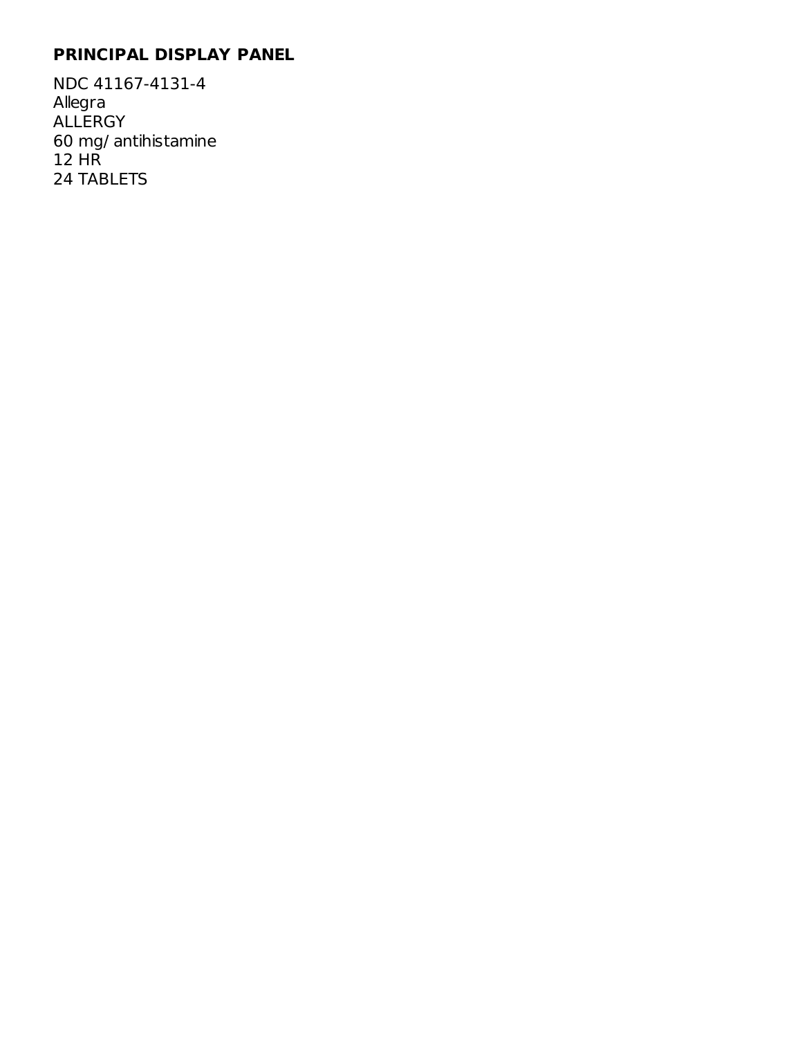**PRINCIPAL DISPLAY PANEL**

NDC 41167-4131-4
Allegra
ALLERGY
60 mg/ antihistamine
12 HR
24 TABLETS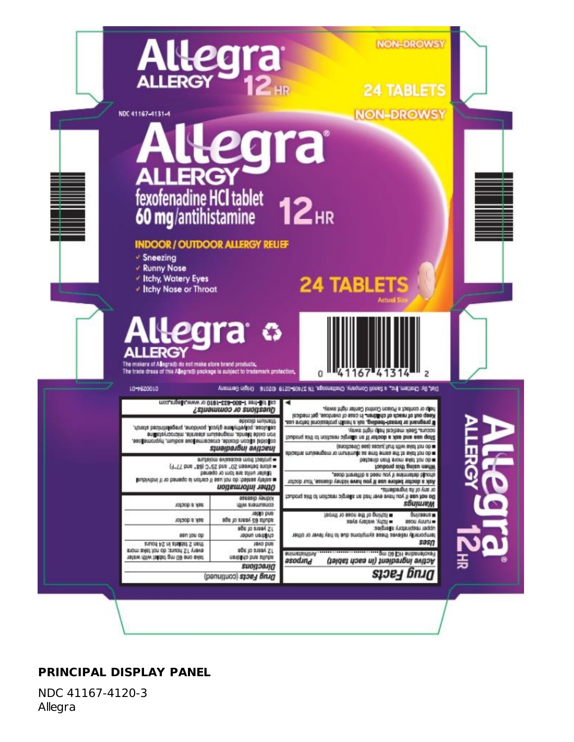NON-DROWSY

Allegra ALLERGY 12 HR

24 TABLETS

NDC 41167-4131-4

NON-DROWSY

Allegra® ALLERGY

fexofenadine HCl tablet 60 mg/antihistamine

12 HR

INDOOR / OUTDOOR ALLERGY RELIEF

- ✓ Sneezing
- ✓ Runny Nose
- ✓ Itchy, Watery Eyes
- ✓ Itchy Nose or Throat

24 TABLETS

Actual Size

Allegra® ALLERGY

The makers of Allegra® do not make store brand products.
The trade dress of this Allegra® package is subject to trademark protection.

0 41167 41314 2

Dist. By: Chattem, Inc., a Sanofi Company, Chattanooga, TN 37409-0219 ©2016 Origin Germany

010029A-01

## Drug Facts

**Active ingredient (in each tablet)** — **Purpose**

Fexofenadine HCl 60 mg ..... Antihistamine

**Uses**

temporarily relieves these symptoms due to hay fever or other upper respiratory allergies:

- runny nose
- itchy, watery eyes
- sneezing
- itching of the nose or throat

**Warnings**

**Do not use if you have ever had an allergic reaction to this product or any of its ingredients.**

**Ask a doctor before use if you have kidney disease.** Your doctor should determine if you need a different dose.

**When using this product**

- do not take more than directed
- do not take at the same time as aluminum or magnesium antacids
- do not take with fruit juices (see Directions)

**Stop use and ask a doctor if an allergic reaction to this product occurs.** Seek medical help right away.

**If pregnant or breast-feeding,** ask a health professional before use.

**Keep out of reach of children.** In case of overdose, get medical help or contact a Poison Control Center right away.

## Drug Facts (continued)

**Directions**

| | |
|---|---|
| adults and children 12 years of age and over | take one 60 mg tablet with water every 12 hours; do not take more than 2 tablets in 24 hours |
| children under 12 years of age | do not use |
| adults 65 years of age and older | ask a doctor |
| consumers with kidney disease | ask a doctor |

**Other information**

- **safety sealed:** do not use if carton is opened or if individual blister units are torn or opened
- store between 20° and 25°C (68° and 77°F)
- protect from excessive moisture

**Inactive ingredients**

colloidal silicon dioxide, croscarmellose sodium, hypromellose, iron oxide blends, magnesium stearate, microcrystalline cellulose, polyethylene glycol, povidone, pregelatinized starch, titanium dioxide

**Questions or comments?**

call toll-free 1-800-633-1610 or www.allegra.com

**PRINCIPAL DISPLAY PANEL**

NDC 41167-4120-3
Allegra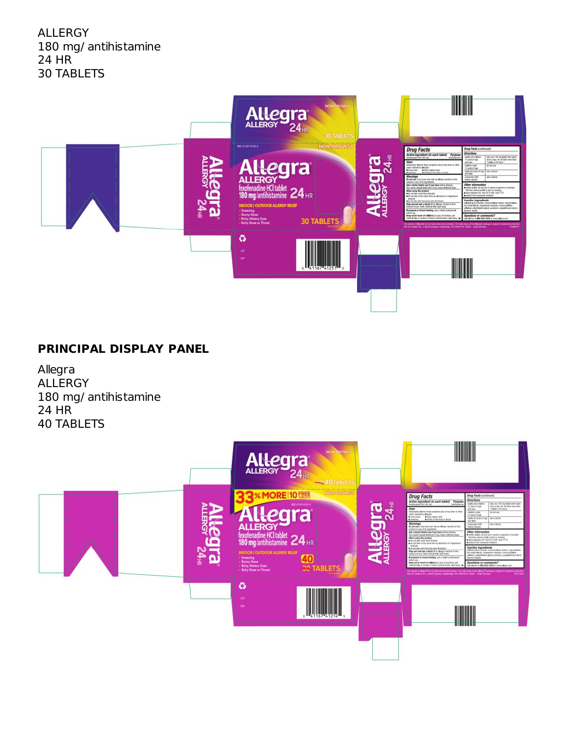ALLERGY
180 mg/ antihistamine
24 HR
30 TABLETS

## PRINCIPAL DISPLAY PANEL

Allegra
ALLERGY
180 mg/ antihistamine
24 HR
40 TABLETS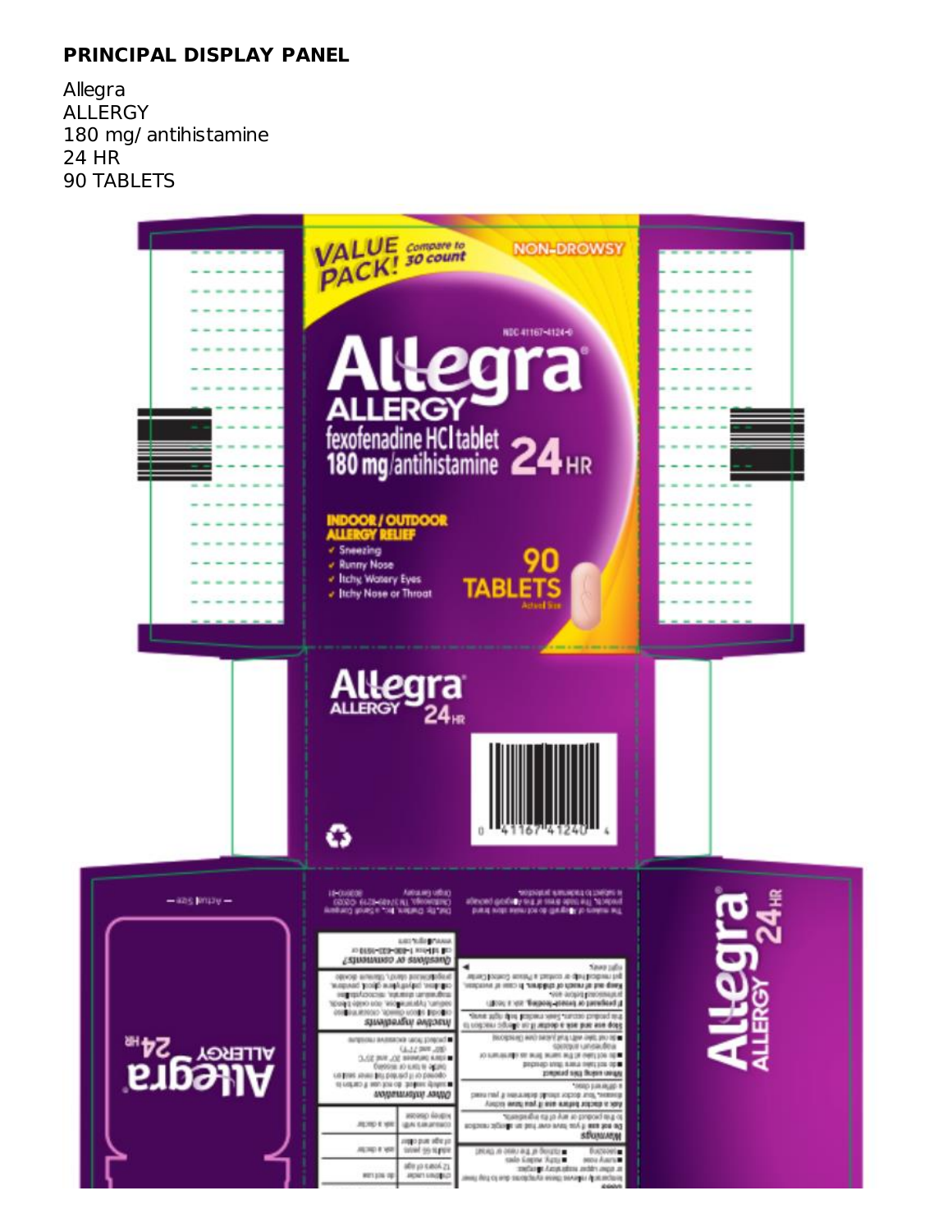**PRINCIPAL DISPLAY PANEL**

Allegra
ALLERGY
180 mg/ antihistamine
24 HR
90 TABLETS

VALUE PACK! Compare to 30 count

NON-DROWSY

NDC 41167-4124-0

Allegra

ALLERGY

fexofenadine HCl tablet
180 mg/antihistamine 24 HR

INDOOR / OUTDOOR ALLERGY RELIEF

- ✓ Sneezing
- ✓ Runny Nose
- ✓ Itchy, Watery Eyes
- ✓ Itchy Nose or Throat

90 TABLETS

Actual Size

Allegra ALLERGY 24 HR

0 41167 41240 4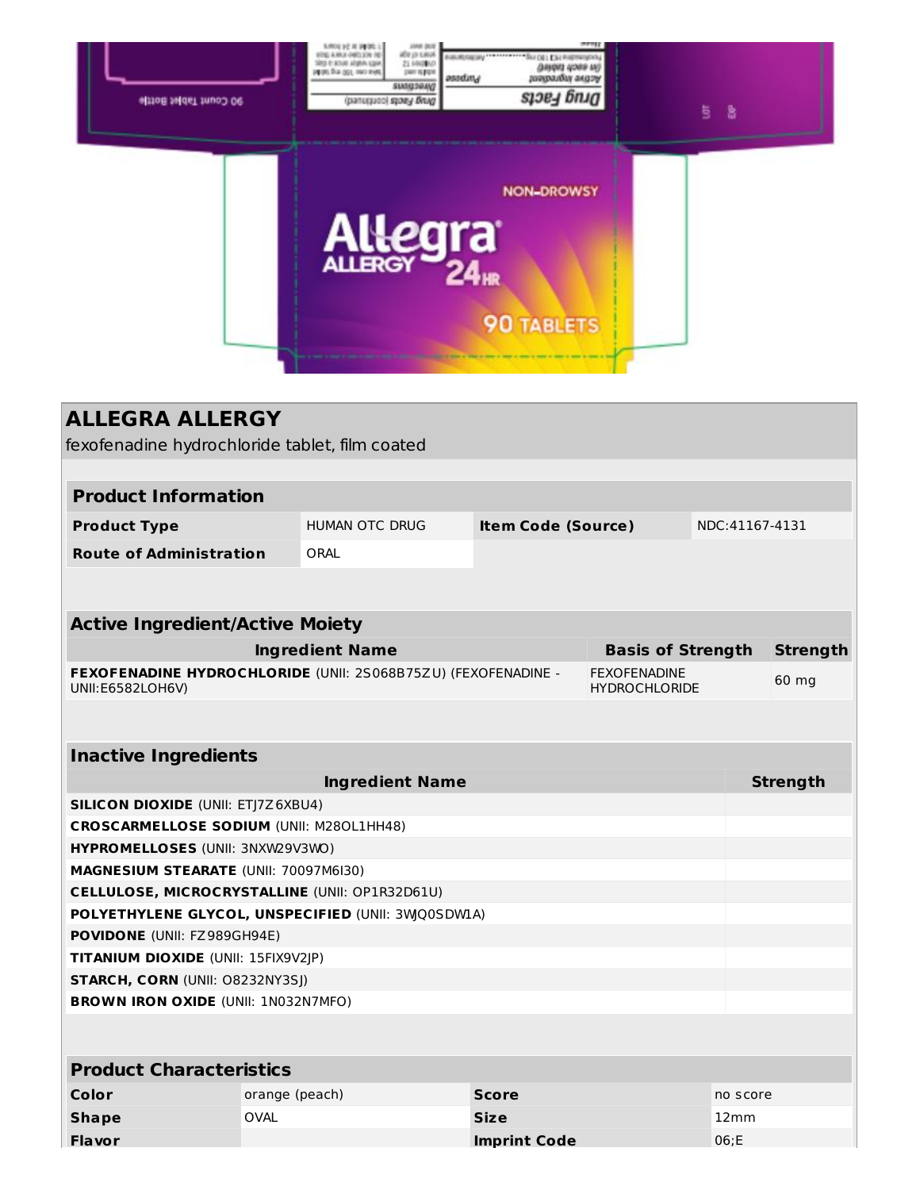NON-DROWSY

Allegra ALLERGY 24HR

90 TABLETS

90 Count Tablet Bottle

Drug Facts

# ALLEGRA ALLERGY

fexofenadine hydrochloride tablet, film coated

| **Product Information** | | | |
|---|---|---|---|
| **Product Type** | HUMAN OTC DRUG | **Item Code (Source)** | NDC:41167-4131 |
| **Route of Administration** | ORAL | | |

| **Active Ingredient/Active Moiety** | | |
|---|---|---|
| **Ingredient Name** | **Basis of Strength** | **Strength** |
| **FEXOFENADINE HYDROCHLORIDE** (UNII: 2S068B75ZU) (FEXOFENADINE - UNII:E6582LOH6V) | FEXOFENADINE HYDROCHLORIDE | 60 mg |

| **Inactive Ingredients** | |
|---|---|
| **Ingredient Name** | **Strength** |
| **SILICON DIOXIDE** (UNII: ETJ7Z6XBU4) | |
| **CROSCARMELLOSE SODIUM** (UNII: M28OL1HH48) | |
| **HYPROMELLOSES** (UNII: 3NXW29V3WO) | |
| **MAGNESIUM STEARATE** (UNII: 70097M6I30) | |
| **CELLULOSE, MICROCRYSTALLINE** (UNII: OP1R32D61U) | |
| **POLYETHYLENE GLYCOL, UNSPECIFIED** (UNII: 3WQ0SDWLA) | |
| **POVIDONE** (UNII: FZ989GH94E) | |
| **TITANIUM DIOXIDE** (UNII: 15FIX9V2JP) | |
| **STARCH, CORN** (UNII: O8232NY3SJ) | |
| **BROWN IRON OXIDE** (UNII: 1N032N7MFO) | |

| **Product Characteristics** | | | |
|---|---|---|---|
| **Color** | orange (peach) | **Score** | no score |
| **Shape** | OVAL | **Size** | 12mm |
| **Flavor** | | **Imprint Code** | 06;E |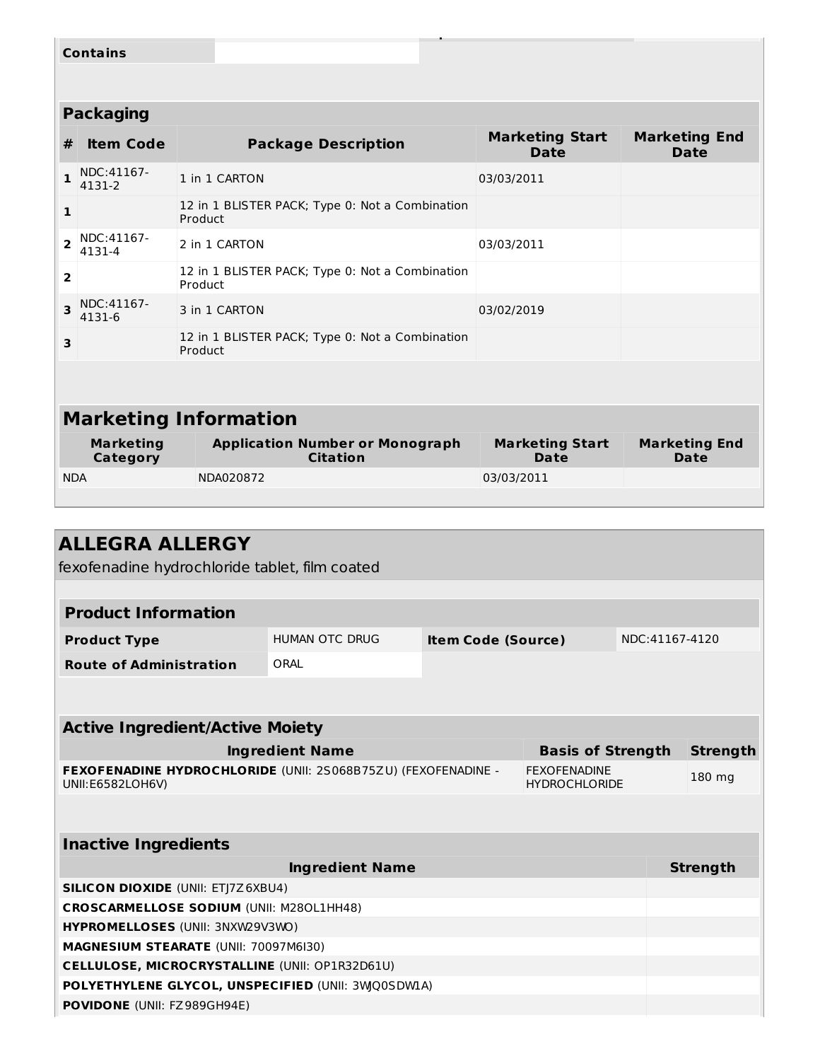| Contains | |
|---|---|

## Packaging

| # | Item Code | Package Description | Marketing Start Date | Marketing End Date |
|---|---|---|---|---|
| 1 | NDC:41167-4131-2 | 1 in 1 CARTON | 03/03/2011 | |
| 1 | | 12 in 1 BLISTER PACK; Type 0: Not a Combination Product | | |
| 2 | NDC:41167-4131-4 | 2 in 1 CARTON | 03/03/2011 | |
| 2 | | 12 in 1 BLISTER PACK; Type 0: Not a Combination Product | | |
| 3 | NDC:41167-4131-6 | 3 in 1 CARTON | 03/02/2019 | |
| 3 | | 12 in 1 BLISTER PACK; Type 0: Not a Combination Product | | |

## Marketing Information

| Marketing Category | Application Number or Monograph Citation | Marketing Start Date | Marketing End Date |
|---|---|---|---|
| NDA | NDA020872 | 03/03/2011 | |

# ALLEGRA ALLERGY

fexofenadine hydrochloride tablet, film coated

## Product Information

| Product Type | HUMAN OTC DRUG | Item Code (Source) | NDC:41167-4120 |
|---|---|---|---|
| Route of Administration | ORAL | | |

## Active Ingredient/Active Moiety

| Ingredient Name | Basis of Strength | Strength |
|---|---|---|
| **FEXOFENADINE HYDROCHLORIDE** (UNII: 2S068B75ZU) (FEXOFENADINE - UNII:E6582LOH6V) | FEXOFENADINE HYDROCHLORIDE | 180 mg |

## Inactive Ingredients

| Ingredient Name | Strength |
|---|---|
| **SILICON DIOXIDE** (UNII: ETJ7Z6XBU4) | |
| **CROSCARMELLOSE SODIUM** (UNII: M28OL1HH48) | |
| **HYPROMELLOSES** (UNII: 3NXW29V3WO) | |
| **MAGNESIUM STEARATE** (UNII: 70097M6I30) | |
| **CELLULOSE, MICROCRYSTALLINE** (UNII: OP1R32D61U) | |
| **POLYETHYLENE GLYCOL, UNSPECIFIED** (UNII: 3WJQ0SDW1A) | |
| **POVIDONE** (UNII: FZ989GH94E) | |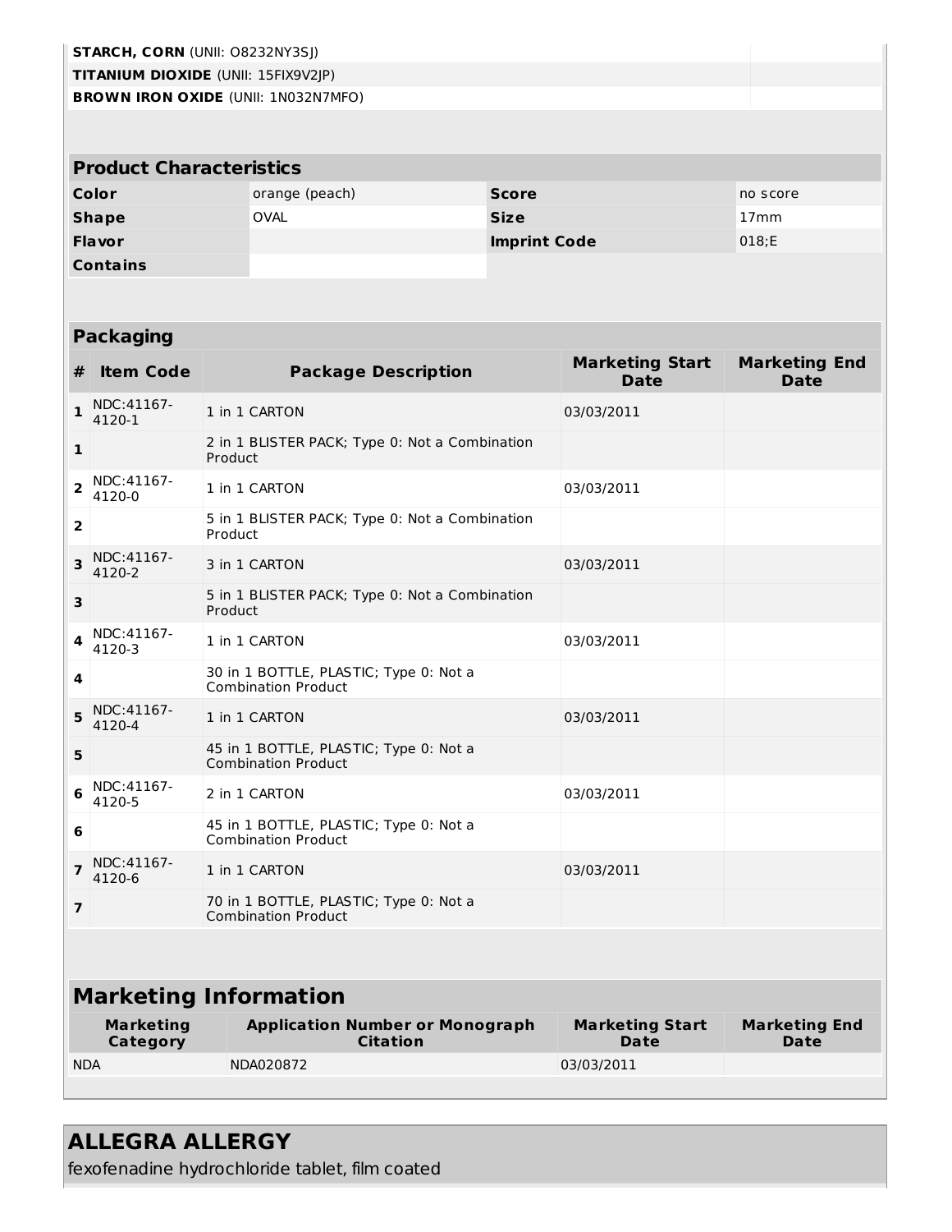| | |
|---|---|
| **STARCH, CORN** (UNII: O8232NY3SJ) | |
| **TITANIUM DIOXIDE** (UNII: 15FIX9V2JP) | |
| **BROWN IRON OXIDE** (UNII: 1N032N7MFO) | |

## Product Characteristics

| | | | |
|---|---|---|---|
| **Color** | orange (peach) | **Score** | no score |
| **Shape** | OVAL | **Size** | 17mm |
| **Flavor** | | **Imprint Code** | 018;E |
| **Contains** | | | |

## Packaging

| # | Item Code | Package Description | Marketing Start Date | Marketing End Date |
|---|---|---|---|---|
| 1 | NDC:41167-4120-1 | 1 in 1 CARTON | 03/03/2011 | |
| 1 | | 2 in 1 BLISTER PACK; Type 0: Not a Combination Product | | |
| 2 | NDC:41167-4120-0 | 1 in 1 CARTON | 03/03/2011 | |
| 2 | | 5 in 1 BLISTER PACK; Type 0: Not a Combination Product | | |
| 3 | NDC:41167-4120-2 | 3 in 1 CARTON | 03/03/2011 | |
| 3 | | 5 in 1 BLISTER PACK; Type 0: Not a Combination Product | | |
| 4 | NDC:41167-4120-3 | 1 in 1 CARTON | 03/03/2011 | |
| 4 | | 30 in 1 BOTTLE, PLASTIC; Type 0: Not a Combination Product | | |
| 5 | NDC:41167-4120-4 | 1 in 1 CARTON | 03/03/2011 | |
| 5 | | 45 in 1 BOTTLE, PLASTIC; Type 0: Not a Combination Product | | |
| 6 | NDC:41167-4120-5 | 2 in 1 CARTON | 03/03/2011 | |
| 6 | | 45 in 1 BOTTLE, PLASTIC; Type 0: Not a Combination Product | | |
| 7 | NDC:41167-4120-6 | 1 in 1 CARTON | 03/03/2011 | |
| 7 | | 70 in 1 BOTTLE, PLASTIC; Type 0: Not a Combination Product | | |

## Marketing Information

| Marketing Category | Application Number or Monograph Citation | Marketing Start Date | Marketing End Date |
|---|---|---|---|
| NDA | NDA020872 | 03/03/2011 | |

## ALLEGRA ALLERGY

fexofenadine hydrochloride tablet, film coated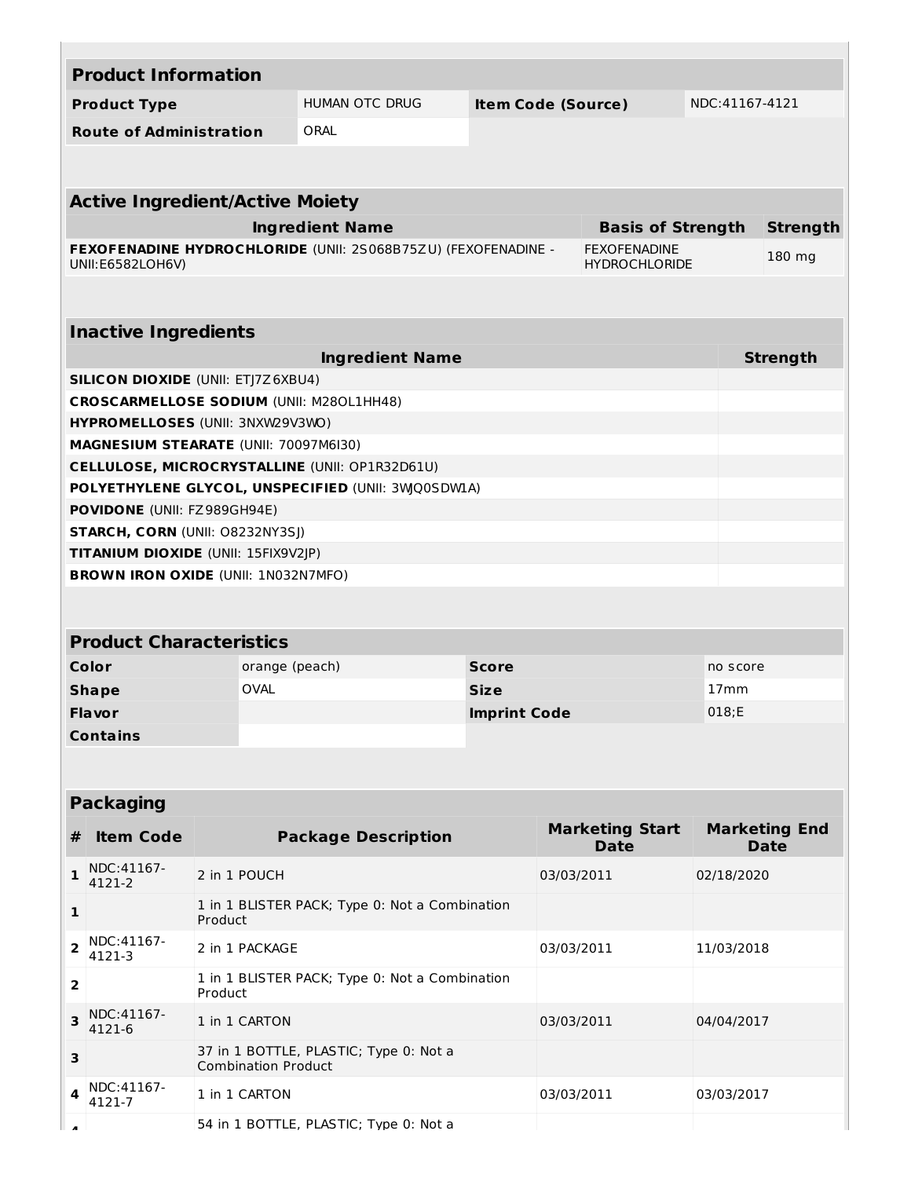## Product Information

| Product Type | HUMAN OTC DRUG | Item Code (Source) | NDC:41167-4121 |
|---|---|---|---|
| Route of Administration | ORAL | | |

## Active Ingredient/Active Moiety

| Ingredient Name | Basis of Strength | Strength |
|---|---|---|
| **FEXOFENADINE HYDROCHLORIDE** (UNII: 2S068B75ZU) (FEXOFENADINE - UNII:E6582LOH6V) | FEXOFENADINE HYDROCHLORIDE | 180 mg |

## Inactive Ingredients

| Ingredient Name | Strength |
|---|---|
| **SILICON DIOXIDE** (UNII: ETJ7Z6XBU4) | |
| **CROSCARMELLOSE SODIUM** (UNII: M28OL1HH48) | |
| **HYPROMELLOSES** (UNII: 3NXW29V3WO) | |
| **MAGNESIUM STEARATE** (UNII: 70097M6I30) | |
| **CELLULOSE, MICROCRYSTALLINE** (UNII: OP1R32D61U) | |
| **POLYETHYLENE GLYCOL, UNSPECIFIED** (UNII: 3WJQ0SDW1A) | |
| **POVIDONE** (UNII: FZ989GH94E) | |
| **STARCH, CORN** (UNII: O8232NY3SJ) | |
| **TITANIUM DIOXIDE** (UNII: 15FIX9V2JP) | |
| **BROWN IRON OXIDE** (UNII: 1N032N7MFO) | |

## Product Characteristics

| Color | orange (peach) | Score | no score |
|---|---|---|---|
| Shape | OVAL | Size | 17mm |
| Flavor | | Imprint Code | 018;E |
| Contains | | | |

## Packaging

| # | Item Code | Package Description | Marketing Start Date | Marketing End Date |
|---|---|---|---|---|
| 1 | NDC:41167-4121-2 | 2 in 1 POUCH | 03/03/2011 | 02/18/2020 |
| 1 | | 1 in 1 BLISTER PACK; Type 0: Not a Combination Product | | |
| 2 | NDC:41167-4121-3 | 2 in 1 PACKAGE | 03/03/2011 | 11/03/2018 |
| 2 | | 1 in 1 BLISTER PACK; Type 0: Not a Combination Product | | |
| 3 | NDC:41167-4121-6 | 1 in 1 CARTON | 03/03/2011 | 04/04/2017 |
| 3 | | 37 in 1 BOTTLE, PLASTIC; Type 0: Not a Combination Product | | |
| 4 | NDC:41167-4121-7 | 1 in 1 CARTON | 03/03/2011 | 03/03/2017 |
| 4 | | 54 in 1 BOTTLE, PLASTIC; Type 0: Not a | | |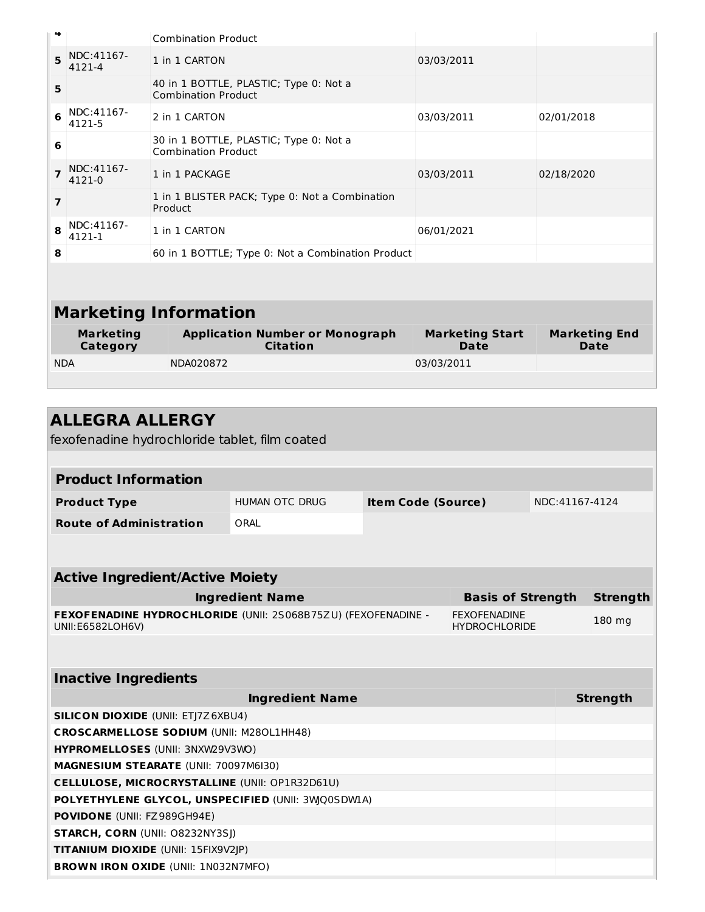| | | | | |
|---|---|---|---|---|
| 4 | | Combination Product | | |
| 5 | NDC:41167-4121-4 | 1 in 1 CARTON | 03/03/2011 | |
| 5 | | 40 in 1 BOTTLE, PLASTIC; Type 0: Not a Combination Product | | |
| 6 | NDC:41167-4121-5 | 2 in 1 CARTON | 03/03/2011 | 02/01/2018 |
| 6 | | 30 in 1 BOTTLE, PLASTIC; Type 0: Not a Combination Product | | |
| 7 | NDC:41167-4121-0 | 1 in 1 PACKAGE | 03/03/2011 | 02/18/2020 |
| 7 | | 1 in 1 BLISTER PACK; Type 0: Not a Combination Product | | |
| 8 | NDC:41167-4121-1 | 1 in 1 CARTON | 06/01/2021 | |
| 8 | | 60 in 1 BOTTLE; Type 0: Not a Combination Product | | |

## Marketing Information

| Marketing Category | Application Number or Monograph Citation | Marketing Start Date | Marketing End Date |
|---|---|---|---|
| NDA | NDA020872 | 03/03/2011 | |

# ALLEGRA ALLERGY

fexofenadine hydrochloride tablet, film coated

## Product Information

| | | | |
|---|---|---|---|
| **Product Type** | HUMAN OTC DRUG | **Item Code (Source)** | NDC:41167-4124 |
| **Route of Administration** | ORAL | | |

## Active Ingredient/Active Moiety

| Ingredient Name | Basis of Strength | Strength |
|---|---|---|
| **FEXOFENADINE HYDROCHLORIDE** (UNII: 2S068B75ZU) (FEXOFENADINE - UNII:E6582LOH6V) | FEXOFENADINE HYDROCHLORIDE | 180 mg |

## Inactive Ingredients

| Ingredient Name | Strength |
|---|---|
| **SILICON DIOXIDE** (UNII: ETJ7Z6XBU4) | |
| **CROSCARMELLOSE SODIUM** (UNII: M28OL1HH48) | |
| **HYPROMELLOSES** (UNII: 3NXW29V3WO) | |
| **MAGNESIUM STEARATE** (UNII: 70097M6I30) | |
| **CELLULOSE, MICROCRYSTALLINE** (UNII: OP1R32D61U) | |
| **POLYETHYLENE GLYCOL, UNSPECIFIED** (UNII: 3WJQ0SDW1A) | |
| **POVIDONE** (UNII: FZ989GH94E) | |
| **STARCH, CORN** (UNII: O8232NY3SJ) | |
| **TITANIUM DIOXIDE** (UNII: 15FIX9V2JP) | |
| **BROWN IRON OXIDE** (UNII: 1N032N7MFO) | |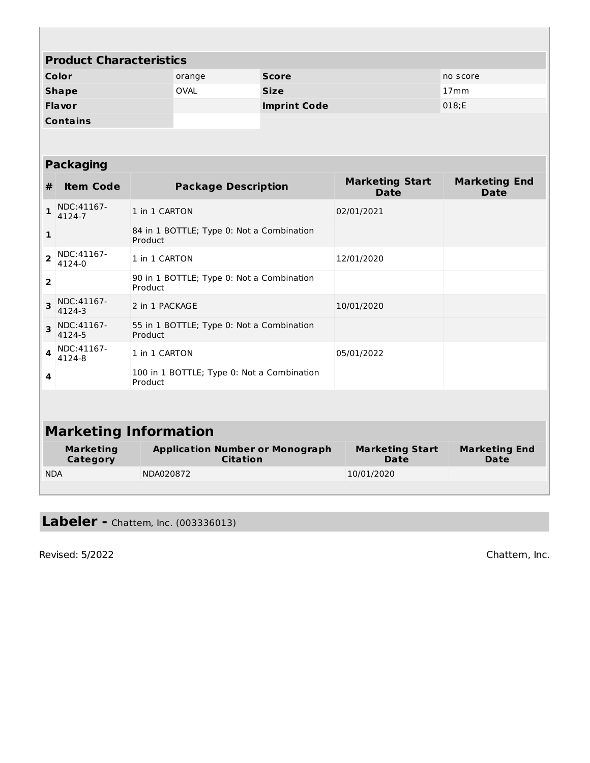## Product Characteristics

| | | | |
|---|---|---|---|
| **Color** | orange | **Score** | no score |
| **Shape** | OVAL | **Size** | 17mm |
| **Flavor** | | **Imprint Code** | 018;E |
| **Contains** | | | |

## Packaging

| # | Item Code | Package Description | Marketing Start Date | Marketing End Date |
|---|---|---|---|---|
| 1 | NDC:41167-4124-7 | 1 in 1 CARTON | 02/01/2021 | |
| 1 | | 84 in 1 BOTTLE; Type 0: Not a Combination Product | | |
| 2 | NDC:41167-4124-0 | 1 in 1 CARTON | 12/01/2020 | |
| 2 | | 90 in 1 BOTTLE; Type 0: Not a Combination Product | | |
| 3 | NDC:41167-4124-3 | 2 in 1 PACKAGE | 10/01/2020 | |
| 3 | NDC:41167-4124-5 | 55 in 1 BOTTLE; Type 0: Not a Combination Product | | |
| 4 | NDC:41167-4124-8 | 1 in 1 CARTON | 05/01/2022 | |
| 4 | | 100 in 1 BOTTLE; Type 0: Not a Combination Product | | |

## Marketing Information

| Marketing Category | Application Number or Monograph Citation | Marketing Start Date | Marketing End Date |
|---|---|---|---|
| NDA | NDA020872 | 10/01/2020 | |

## Labeler - Chattem, Inc. (003336013)

Revised: 5/2022

Chattem, Inc.